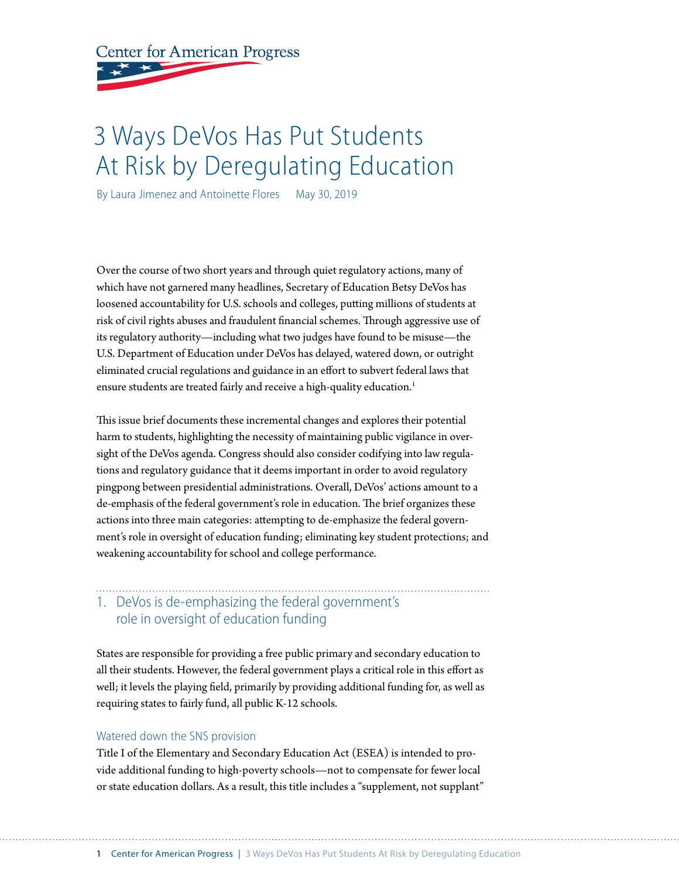Center for American Progress

# 3 Ways DeVos Has Put Students At Risk by Deregulating Education

By Laura Jimenez and Antoinette Flores May 30, 2019

Over the course of two short years and through quiet regulatory actions, many of which have not garnered many headlines, Secretary of Education Betsy DeVos has loosened accountability for U.S. schools and colleges, putting millions of students at risk of civil rights abuses and fraudulent financial schemes. Through aggressive use of its regulatory authority—including what two judges have found to be misuse—the U.S. Department of Education under DeVos has delayed, watered down, or outright eliminated crucial regulations and guidance in an effort to subvert federal laws that ensure students are treated fairly and receive a high-quality education.[1]

This issue brief documents these incremental changes and explores their potential harm to students, highlighting the necessity of maintaining public vigilance in oversight of the DeVos agenda. Congress should also consider codifying into law regulations and regulatory guidance that it deems important in order to avoid regulatory pingpong between presidential administrations. Overall, DeVos' actions amount to a de-emphasis of the federal government's role in education. The brief organizes these actions into three main categories: attempting to de-emphasize the federal government's role in oversight of education funding; eliminating key student protections; and weakening accountability for school and college performance.

## 1. DeVos is de-emphasizing the federal government's role in oversight of education funding

States are responsible for providing a free public primary and secondary education to all their students. However, the federal government plays a critical role in this effort as well; it levels the playing field, primarily by providing additional funding for, as well as requiring states to fairly fund, all public K-12 schools.

### Watered down the SNS provision

Title I of the Elementary and Secondary Education Act (ESEA) is intended to provide additional funding to high-poverty schools—not to compensate for fewer local or state education dollars. As a result, this title includes a "supplement, not supplant"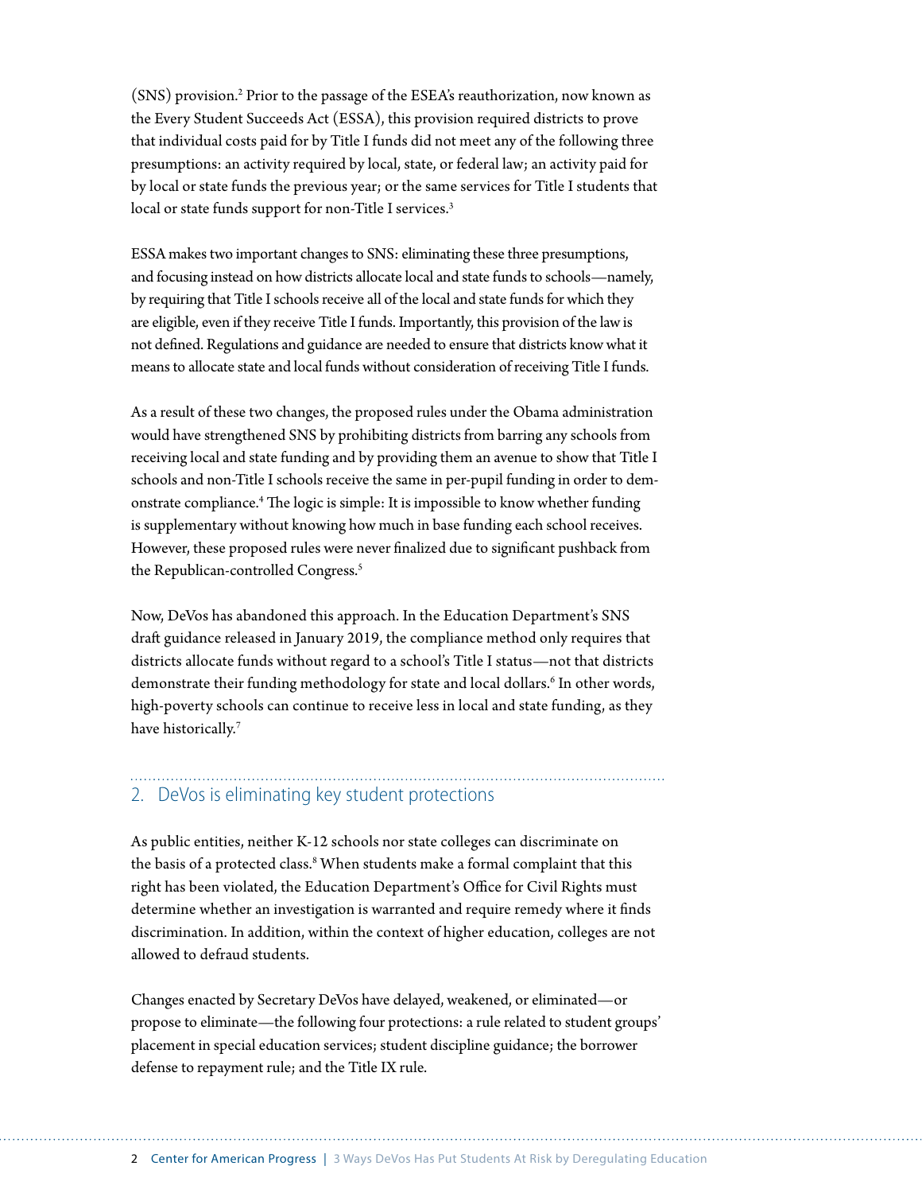(SNS) provision.[2] Prior to the passage of the ESEA's reauthorization, now known as the Every Student Succeeds Act (ESSA), this provision required districts to prove that individual costs paid for by Title I funds did not meet any of the following three presumptions: an activity required by local, state, or federal law; an activity paid for by local or state funds the previous year; or the same services for Title I students that local or state funds support for non-Title I services.[3]

ESSA makes two important changes to SNS: eliminating these three presumptions, and focusing instead on how districts allocate local and state funds to schools—namely, by requiring that Title I schools receive all of the local and state funds for which they are eligible, even if they receive Title I funds. Importantly, this provision of the law is not defined. Regulations and guidance are needed to ensure that districts know what it means to allocate state and local funds without consideration of receiving Title I funds.

As a result of these two changes, the proposed rules under the Obama administration would have strengthened SNS by prohibiting districts from barring any schools from receiving local and state funding and by providing them an avenue to show that Title I schools and non-Title I schools receive the same in per-pupil funding in order to demonstrate compliance.[4] The logic is simple: It is impossible to know whether funding is supplementary without knowing how much in base funding each school receives. However, these proposed rules were never finalized due to significant pushback from the Republican-controlled Congress.[5]

Now, DeVos has abandoned this approach. In the Education Department's SNS draft guidance released in January 2019, the compliance method only requires that districts allocate funds without regard to a school's Title I status—not that districts demonstrate their funding methodology for state and local dollars.[6] In other words, high-poverty schools can continue to receive less in local and state funding, as they have historically.[7]

## 2. DeVos is eliminating key student protections

As public entities, neither K-12 schools nor state colleges can discriminate on the basis of a protected class.[8] When students make a formal complaint that this right has been violated, the Education Department's Office for Civil Rights must determine whether an investigation is warranted and require remedy where it finds discrimination. In addition, within the context of higher education, colleges are not allowed to defraud students.

Changes enacted by Secretary DeVos have delayed, weakened, or eliminated—or propose to eliminate—the following four protections: a rule related to student groups' placement in special education services; student discipline guidance; the borrower defense to repayment rule; and the Title IX rule.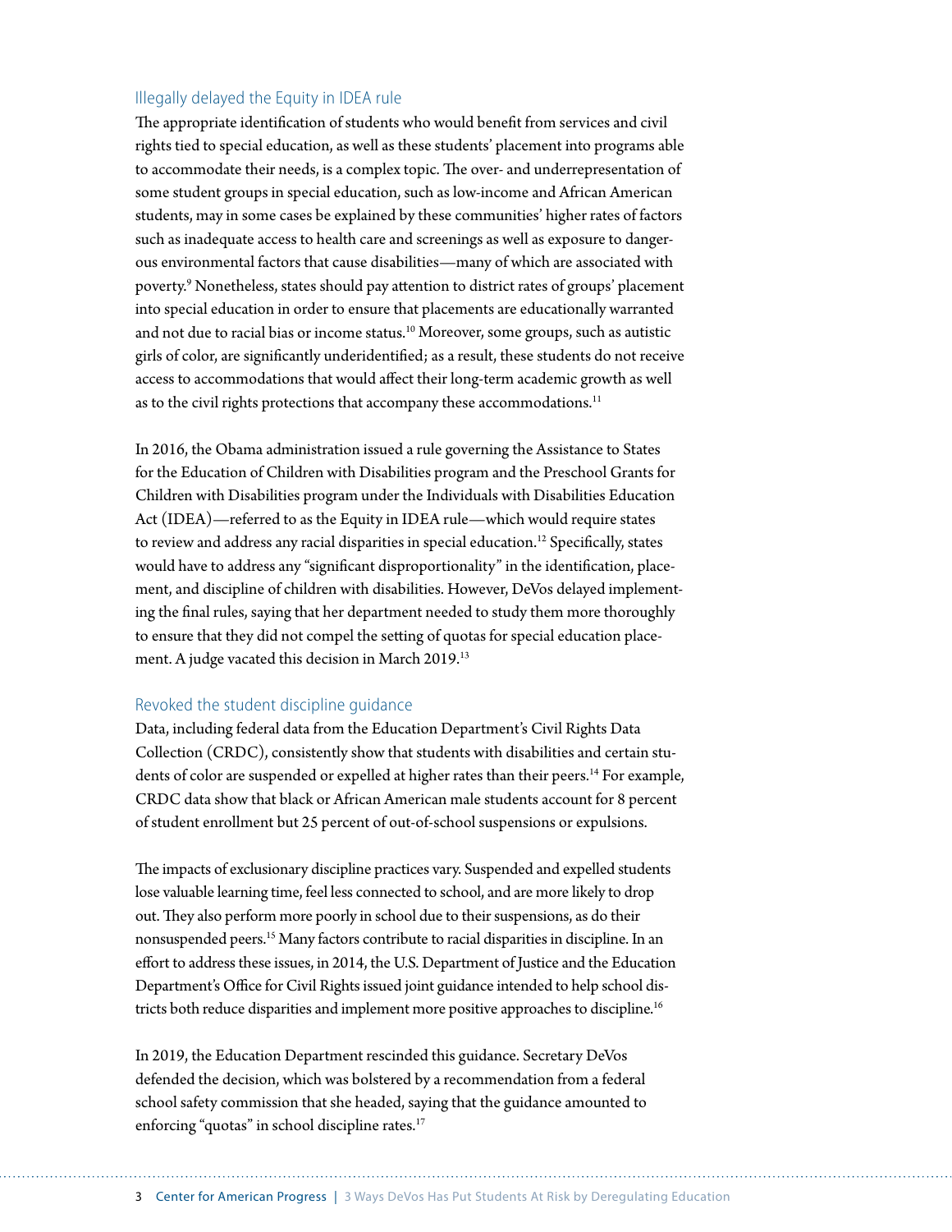### Illegally delayed the Equity in IDEA rule

The appropriate identification of students who would benefit from services and civil rights tied to special education, as well as these students' placement into programs able to accommodate their needs, is a complex topic. The over- and underrepresentation of some student groups in special education, such as low-income and African American students, may in some cases be explained by these communities' higher rates of factors such as inadequate access to health care and screenings as well as exposure to dangerous environmental factors that cause disabilities—many of which are associated with poverty.[9] Nonetheless, states should pay attention to district rates of groups' placement into special education in order to ensure that placements are educationally warranted and not due to racial bias or income status.[10] Moreover, some groups, such as autistic girls of color, are significantly underidentified; as a result, these students do not receive access to accommodations that would affect their long-term academic growth as well as to the civil rights protections that accompany these accommodations.[11]

In 2016, the Obama administration issued a rule governing the Assistance to States for the Education of Children with Disabilities program and the Preschool Grants for Children with Disabilities program under the Individuals with Disabilities Education Act (IDEA)—referred to as the Equity in IDEA rule—which would require states to review and address any racial disparities in special education.[12] Specifically, states would have to address any "significant disproportionality" in the identification, placement, and discipline of children with disabilities. However, DeVos delayed implementing the final rules, saying that her department needed to study them more thoroughly to ensure that they did not compel the setting of quotas for special education placement. A judge vacated this decision in March 2019.[13]

### Revoked the student discipline guidance

Data, including federal data from the Education Department's Civil Rights Data Collection (CRDC), consistently show that students with disabilities and certain students of color are suspended or expelled at higher rates than their peers.[14] For example, CRDC data show that black or African American male students account for 8 percent of student enrollment but 25 percent of out-of-school suspensions or expulsions.

The impacts of exclusionary discipline practices vary. Suspended and expelled students lose valuable learning time, feel less connected to school, and are more likely to drop out. They also perform more poorly in school due to their suspensions, as do their nonsuspended peers.[15] Many factors contribute to racial disparities in discipline. In an effort to address these issues, in 2014, the U.S. Department of Justice and the Education Department's Office for Civil Rights issued joint guidance intended to help school districts both reduce disparities and implement more positive approaches to discipline.[16]

In 2019, the Education Department rescinded this guidance. Secretary DeVos defended the decision, which was bolstered by a recommendation from a federal school safety commission that she headed, saying that the guidance amounted to enforcing "quotas" in school discipline rates.[17]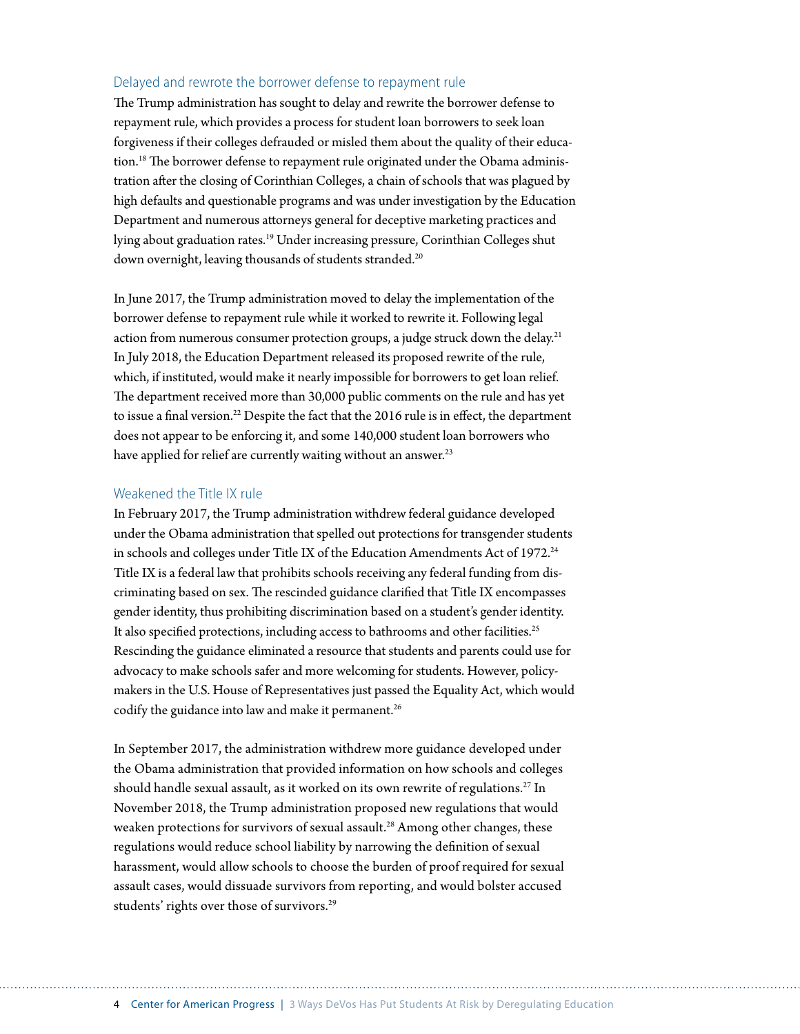### Delayed and rewrote the borrower defense to repayment rule

The Trump administration has sought to delay and rewrite the borrower defense to repayment rule, which provides a process for student loan borrowers to seek loan forgiveness if their colleges defrauded or misled them about the quality of their education.[18] The borrower defense to repayment rule originated under the Obama administration after the closing of Corinthian Colleges, a chain of schools that was plagued by high defaults and questionable programs and was under investigation by the Education Department and numerous attorneys general for deceptive marketing practices and lying about graduation rates.[19] Under increasing pressure, Corinthian Colleges shut down overnight, leaving thousands of students stranded.[20]

In June 2017, the Trump administration moved to delay the implementation of the borrower defense to repayment rule while it worked to rewrite it. Following legal action from numerous consumer protection groups, a judge struck down the delay.[21] In July 2018, the Education Department released its proposed rewrite of the rule, which, if instituted, would make it nearly impossible for borrowers to get loan relief. The department received more than 30,000 public comments on the rule and has yet to issue a final version.[22] Despite the fact that the 2016 rule is in effect, the department does not appear to be enforcing it, and some 140,000 student loan borrowers who have applied for relief are currently waiting without an answer.[23]

### Weakened the Title IX rule

In February 2017, the Trump administration withdrew federal guidance developed under the Obama administration that spelled out protections for transgender students in schools and colleges under Title IX of the Education Amendments Act of 1972.[24] Title IX is a federal law that prohibits schools receiving any federal funding from discriminating based on sex. The rescinded guidance clarified that Title IX encompasses gender identity, thus prohibiting discrimination based on a student's gender identity. It also specified protections, including access to bathrooms and other facilities.[25] Rescinding the guidance eliminated a resource that students and parents could use for advocacy to make schools safer and more welcoming for students. However, policymakers in the U.S. House of Representatives just passed the Equality Act, which would codify the guidance into law and make it permanent.[26]

In September 2017, the administration withdrew more guidance developed under the Obama administration that provided information on how schools and colleges should handle sexual assault, as it worked on its own rewrite of regulations.[27] In November 2018, the Trump administration proposed new regulations that would weaken protections for survivors of sexual assault.[28] Among other changes, these regulations would reduce school liability by narrowing the definition of sexual harassment, would allow schools to choose the burden of proof required for sexual assault cases, would dissuade survivors from reporting, and would bolster accused students' rights over those of survivors.[29]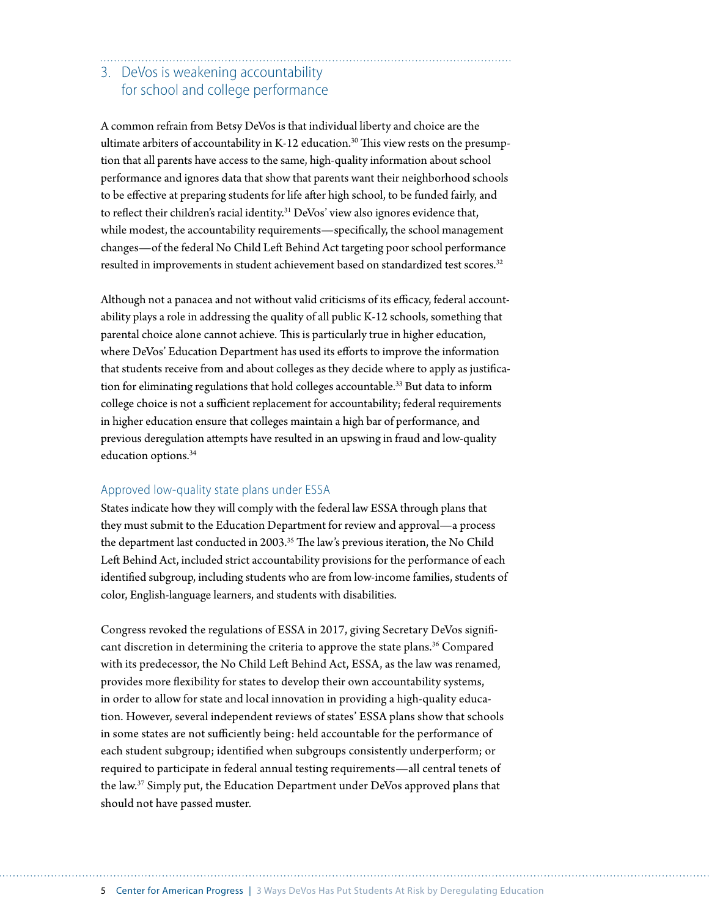## 3. DeVos is weakening accountability for school and college performance

A common refrain from Betsy DeVos is that individual liberty and choice are the ultimate arbiters of accountability in K-12 education.[30] This view rests on the presumption that all parents have access to the same, high-quality information about school performance and ignores data that show that parents want their neighborhood schools to be effective at preparing students for life after high school, to be funded fairly, and to reflect their children's racial identity.[31] DeVos' view also ignores evidence that, while modest, the accountability requirements—specifically, the school management changes—of the federal No Child Left Behind Act targeting poor school performance resulted in improvements in student achievement based on standardized test scores.[32]

Although not a panacea and not without valid criticisms of its efficacy, federal accountability plays a role in addressing the quality of all public K-12 schools, something that parental choice alone cannot achieve. This is particularly true in higher education, where DeVos' Education Department has used its efforts to improve the information that students receive from and about colleges as they decide where to apply as justification for eliminating regulations that hold colleges accountable.[33] But data to inform college choice is not a sufficient replacement for accountability; federal requirements in higher education ensure that colleges maintain a high bar of performance, and previous deregulation attempts have resulted in an upswing in fraud and low-quality education options.[34]

### Approved low-quality state plans under ESSA

States indicate how they will comply with the federal law ESSA through plans that they must submit to the Education Department for review and approval—a process the department last conducted in 2003.[35] The law's previous iteration, the No Child Left Behind Act, included strict accountability provisions for the performance of each identified subgroup, including students who are from low-income families, students of color, English-language learners, and students with disabilities.

Congress revoked the regulations of ESSA in 2017, giving Secretary DeVos significant discretion in determining the criteria to approve the state plans.[36] Compared with its predecessor, the No Child Left Behind Act, ESSA, as the law was renamed, provides more flexibility for states to develop their own accountability systems, in order to allow for state and local innovation in providing a high-quality education. However, several independent reviews of states' ESSA plans show that schools in some states are not sufficiently being: held accountable for the performance of each student subgroup; identified when subgroups consistently underperform; or required to participate in federal annual testing requirements—all central tenets of the law.[37] Simply put, the Education Department under DeVos approved plans that should not have passed muster.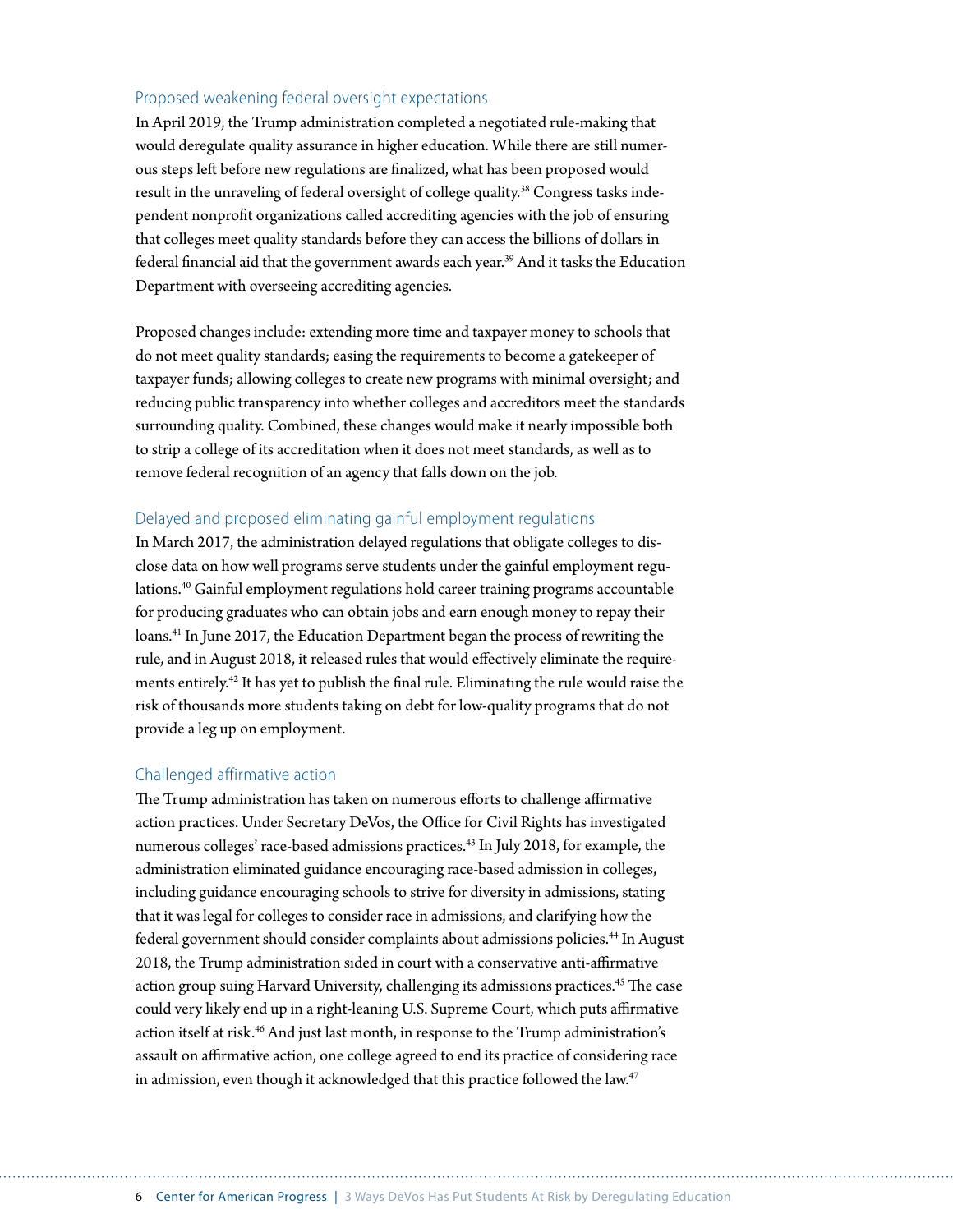### Proposed weakening federal oversight expectations

In April 2019, the Trump administration completed a negotiated rule-making that would deregulate quality assurance in higher education. While there are still numerous steps left before new regulations are finalized, what has been proposed would result in the unraveling of federal oversight of college quality.[38] Congress tasks independent nonprofit organizations called accrediting agencies with the job of ensuring that colleges meet quality standards before they can access the billions of dollars in federal financial aid that the government awards each year.[39] And it tasks the Education Department with overseeing accrediting agencies.

Proposed changes include: extending more time and taxpayer money to schools that do not meet quality standards; easing the requirements to become a gatekeeper of taxpayer funds; allowing colleges to create new programs with minimal oversight; and reducing public transparency into whether colleges and accreditors meet the standards surrounding quality. Combined, these changes would make it nearly impossible both to strip a college of its accreditation when it does not meet standards, as well as to remove federal recognition of an agency that falls down on the job.

### Delayed and proposed eliminating gainful employment regulations

In March 2017, the administration delayed regulations that obligate colleges to disclose data on how well programs serve students under the gainful employment regulations.[40] Gainful employment regulations hold career training programs accountable for producing graduates who can obtain jobs and earn enough money to repay their loans.[41] In June 2017, the Education Department began the process of rewriting the rule, and in August 2018, it released rules that would effectively eliminate the requirements entirely.[42] It has yet to publish the final rule. Eliminating the rule would raise the risk of thousands more students taking on debt for low-quality programs that do not provide a leg up on employment.

### Challenged affirmative action

The Trump administration has taken on numerous efforts to challenge affirmative action practices. Under Secretary DeVos, the Office for Civil Rights has investigated numerous colleges' race-based admissions practices.[43] In July 2018, for example, the administration eliminated guidance encouraging race-based admission in colleges, including guidance encouraging schools to strive for diversity in admissions, stating that it was legal for colleges to consider race in admissions, and clarifying how the federal government should consider complaints about admissions policies.[44] In August 2018, the Trump administration sided in court with a conservative anti-affirmative action group suing Harvard University, challenging its admissions practices.[45] The case could very likely end up in a right-leaning U.S. Supreme Court, which puts affirmative action itself at risk.[46] And just last month, in response to the Trump administration's assault on affirmative action, one college agreed to end its practice of considering race in admission, even though it acknowledged that this practice followed the law.[47]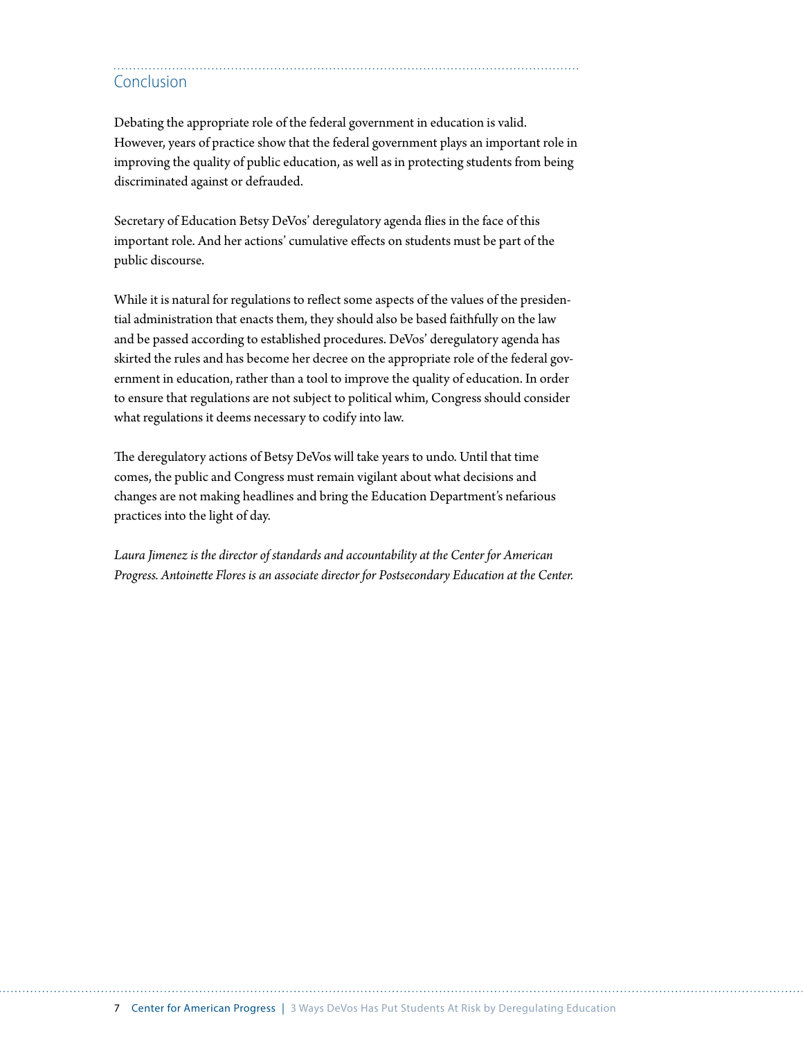## Conclusion

Debating the appropriate role of the federal government in education is valid. However, years of practice show that the federal government plays an important role in improving the quality of public education, as well as in protecting students from being discriminated against or defrauded.

Secretary of Education Betsy DeVos' deregulatory agenda flies in the face of this important role. And her actions' cumulative effects on students must be part of the public discourse.

While it is natural for regulations to reflect some aspects of the values of the presidential administration that enacts them, they should also be based faithfully on the law and be passed according to established procedures. DeVos' deregulatory agenda has skirted the rules and has become her decree on the appropriate role of the federal government in education, rather than a tool to improve the quality of education. In order to ensure that regulations are not subject to political whim, Congress should consider what regulations it deems necessary to codify into law.

The deregulatory actions of Betsy DeVos will take years to undo. Until that time comes, the public and Congress must remain vigilant about what decisions and changes are not making headlines and bring the Education Department's nefarious practices into the light of day.

*Laura Jimenez is the director of standards and accountability at the Center for American Progress. Antoinette Flores is an associate director for Postsecondary Education at the Center.*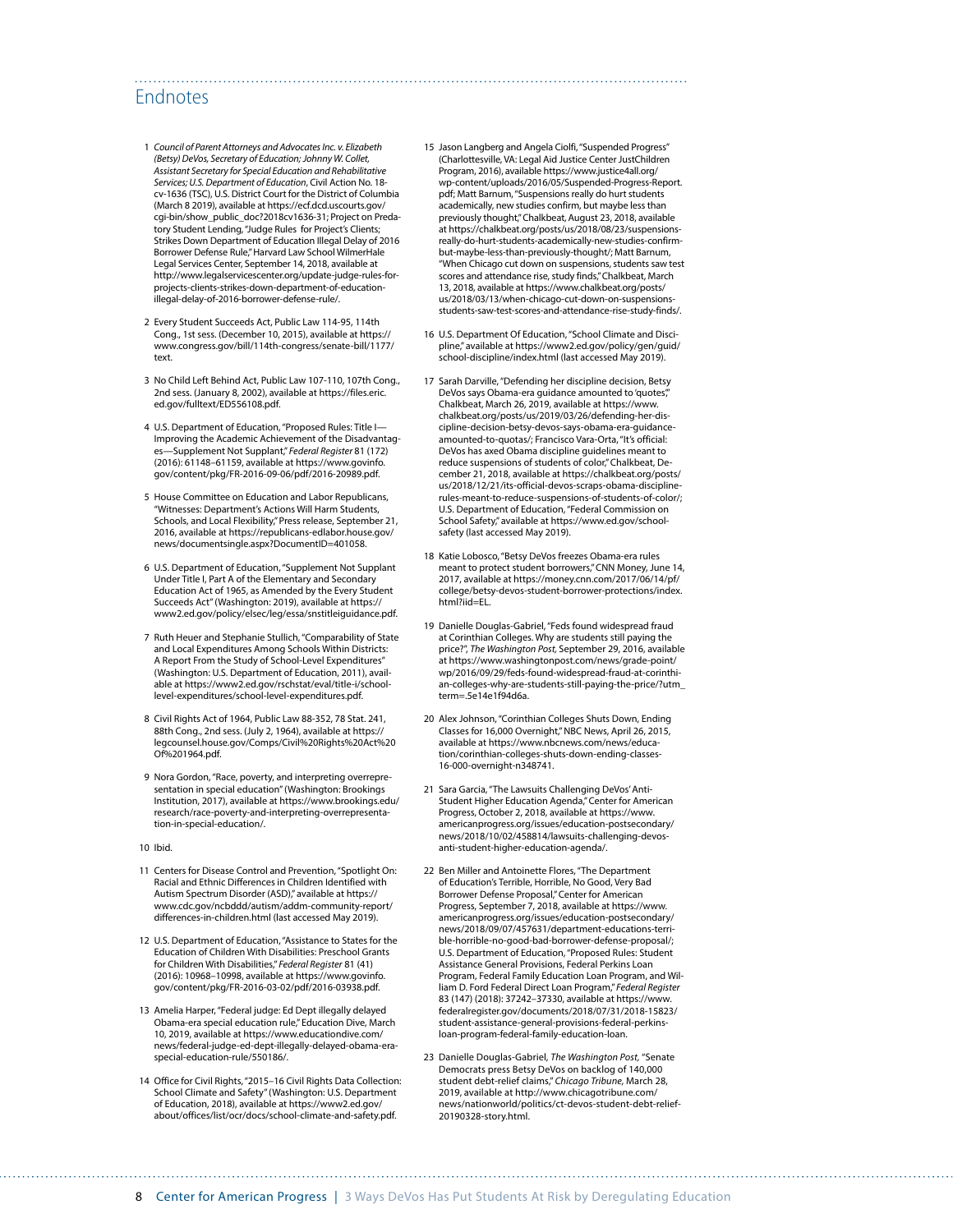## Endnotes

1. *Council of Parent Attorneys and Advocates Inc. v. Elizabeth (Betsy) DeVos, Secretary of Education; Johnny W. Collet, Assistant Secretary for Special Education and Rehabilitative Services; U.S. Department of Education*, Civil Action No. 18-cv-1636 (TSC), U.S. District Court for the District of Columbia (March 8 2019), available at https://ecf.dcd.uscourts.gov/cgi-bin/show_public_doc?2018cv1636-31; Project on Predatory Student Lending, "Judge Rules for Project's Clients; Strikes Down Department of Education Illegal Delay of 2016 Borrower Defense Rule," Harvard Law School WilmerHale Legal Services Center, September 14, 2018, available at http://www.legalservicescenter.org/update-judge-rules-for-projects-clients-strikes-down-department-of-education-illegal-delay-of-2016-borrower-defense-rule/.

2. Every Student Succeeds Act, Public Law 114-95, 114th Cong., 1st sess. (December 10, 2015), available at https://www.congress.gov/bill/114th-congress/senate-bill/1177/text.

3. No Child Left Behind Act, Public Law 107-110, 107th Cong., 2nd sess. (January 8, 2002), available at https://files.eric.ed.gov/fulltext/ED556108.pdf.

4. U.S. Department of Education, "Proposed Rules: Title I—Improving the Academic Achievement of the Disadvantages—Supplement Not Supplant," *Federal Register* 81 (172) (2016): 61148–61159, available at https://www.govinfo.gov/content/pkg/FR-2016-09-06/pdf/2016-20989.pdf.

5. House Committee on Education and Labor Republicans, "Witnesses: Department's Actions Will Harm Students, Schools, and Local Flexibility," Press release, September 21, 2016, available at https://republicans-edlabor.house.gov/news/documentsingle.aspx?DocumentID=401058.

6. U.S. Department of Education, "Supplement Not Supplant Under Title I, Part A of the Elementary and Secondary Education Act of 1965, as Amended by the Every Student Succeeds Act" (Washington: 2019), available at https://www2.ed.gov/policy/elsec/leg/essa/snsttitleiguidance.pdf.

7. Ruth Heuer and Stephanie Stullich, "Comparability of State and Local Expenditures Among Schools Within Districts: A Report From the Study of School-Level Expenditures" (Washington: U.S. Department of Education, 2011), available at https://www2.ed.gov/rschstat/eval/title-i/school-level-expenditures/school-level-expenditures.pdf.

8. Civil Rights Act of 1964, Public Law 88-352, 78 Stat. 241, 88th Cong., 2nd sess. (July 2, 1964), available at https://legcounsel.house.gov/Comps/Civil%20Rights%20Act%20Of%201964.pdf.

9. Nora Gordon, "Race, poverty, and interpreting overrepresentation in special education" (Washington: Brookings Institution, 2017), available at https://www.brookings.edu/research/race-poverty-and-interpreting-overrepresentation-in-special-education/.

10. Ibid.

11. Centers for Disease Control and Prevention, "Spotlight On: Racial and Ethnic Differences in Children Identified with Autism Spectrum Disorder (ASD)," available at https://www.cdc.gov/ncbddd/autism/addm-community-report/differences-in-children.html (last accessed May 2019).

12. U.S. Department of Education, "Assistance to States for the Education of Children With Disabilities: Preschool Grants for Children With Disabilities," *Federal Register* 81 (41) (2016): 10968–10998, available at https://www.govinfo.gov/content/pkg/FR-2016-03-02/pdf/2016-03938.pdf.

13. Amelia Harper, "Federal judge: Ed Dept illegally delayed Obama-era special education rule," Education Dive, March 10, 2019, available at https://www.educationdive.com/news/federal-judge-ed-dept-illegally-delayed-obama-era-special-education-rule/550186/.

14. Office for Civil Rights, "2015–16 Civil Rights Data Collection: School Climate and Safety" (Washington: U.S. Department of Education, 2018), available at https://www2.ed.gov/about/offices/list/ocr/docs/school-climate-and-safety.pdf.

15. Jason Langberg and Angela Ciolfi, "Suspended Progress" (Charlottesville, VA: Legal Aid Justice Center JustChildren Program, 2016), available https://www.justice4all.org/wp-content/uploads/2016/05/Suspended-Progress-Report.pdf; Matt Barnum, "Suspensions really do hurt students academically, new studies confirm, but maybe less than previously thought," Chalkbeat, August 23, 2018, available at https://chalkbeat.org/posts/us/2018/08/23/suspensions-really-do-hurt-students-academically-new-studies-confirm-but-maybe-less-than-previously-thought/; Matt Barnum, "When Chicago cut down on suspensions, students saw test scores and attendance rise, study finds," Chalkbeat, March 13, 2018, available at https://www.chalkbeat.org/posts/us/2018/03/13/when-chicago-cut-down-on-suspensions-students-saw-test-scores-and-attendance-rise-study-finds/.

16. U.S. Department Of Education, "School Climate and Discipline," available at https://www2.ed.gov/policy/gen/guid/school-discipline/index.html (last accessed May 2019).

17. Sarah Darville, "Defending her discipline decision, Betsy DeVos says Obama-era guidance amounted to 'quotes'," Chalkbeat, March 26, 2019, available at https://www.chalkbeat.org/posts/us/2019/03/26/defending-her-discipline-decision-betsy-devos-says-obama-era-guidance-amounted-to-quotas/; Francisco Vara-Orta, "It's official: DeVos has axed Obama discipline guidelines meant to reduce suspensions of students of color," Chalkbeat, December 21, 2018, available at https://chalkbeat.org/posts/us/2018/12/21/its-official-devos-scraps-obama-discipline-rules-meant-to-reduce-suspensions-of-students-of-color/; U.S. Department of Education, "Federal Commission on School Safety," available at https://www.ed.gov/school-safety (last accessed May 2019).

18. Katie Lobosco, "Betsy DeVos freezes Obama-era rules meant to protect student borrowers," CNN Money, June 14, 2017, available at https://money.cnn.com/2017/06/14/pf/college/betsy-devos-student-borrower-protections/index.html?iid=EL.

19. Danielle Douglas-Gabriel, "Feds found widespread fraud at Corinthian Colleges. Why are students still paying the price?", *The Washington Post*, September 29, 2016, available at https://www.washingtonpost.com/news/grade-point/wp/2016/09/29/feds-found-widespread-fraud-at-corinthian-colleges-why-are-students-still-paying-the-price/?utm_term=.5e14e1f94d6a.

20. Alex Johnson, "Corinthian Colleges Shuts Down, Ending Classes for 16,000 Overnight," NBC News, April 26, 2015, available at https://www.nbcnews.com/news/education/corinthian-colleges-shuts-down-ending-classes-16-000-overnight-n348741.

21. Sara Garcia, "The Lawsuits Challenging DeVos' Anti-Student Higher Education Agenda," Center for American Progress, October 2, 2018, available at https://www.americanprogress.org/issues/education-postsecondary/news/2018/10/02/458814/lawsuits-challenging-devos-anti-student-higher-education-agenda/.

22. Ben Miller and Antoinette Flores, "The Department of Education's Terrible, Horrible, No Good, Very Bad Borrower Defense Proposal," Center for American Progress, September 7, 2018, available at https://www.americanprogress.org/issues/education-postsecondary/news/2018/09/07/457631/department-educations-terrible-horrible-no-good-bad-borrower-defense-proposal/; U.S. Department of Education, "Proposed Rules: Student Assistance General Provisions, Federal Perkins Loan Program, Federal Family Education Loan Program, and William D. Ford Federal Direct Loan Program," *Federal Register* 83 (147) (2018): 37242–37330, available at https://www.federalregister.gov/documents/2018/07/31/2018-15823/student-assistance-general-provisions-federal-perkins-loan-program-federal-family-education-loan.

23. Danielle Douglas-Gabriel, *The Washington Post*, "Senate Democrats press Betsy DeVos on backlog of 140,000 student debt-relief claims," *Chicago Tribune*, March 28, 2019, available at http://www.chicagotribune.com/news/nationworld/politics/ct-devos-student-debt-relief-20190328-story.html.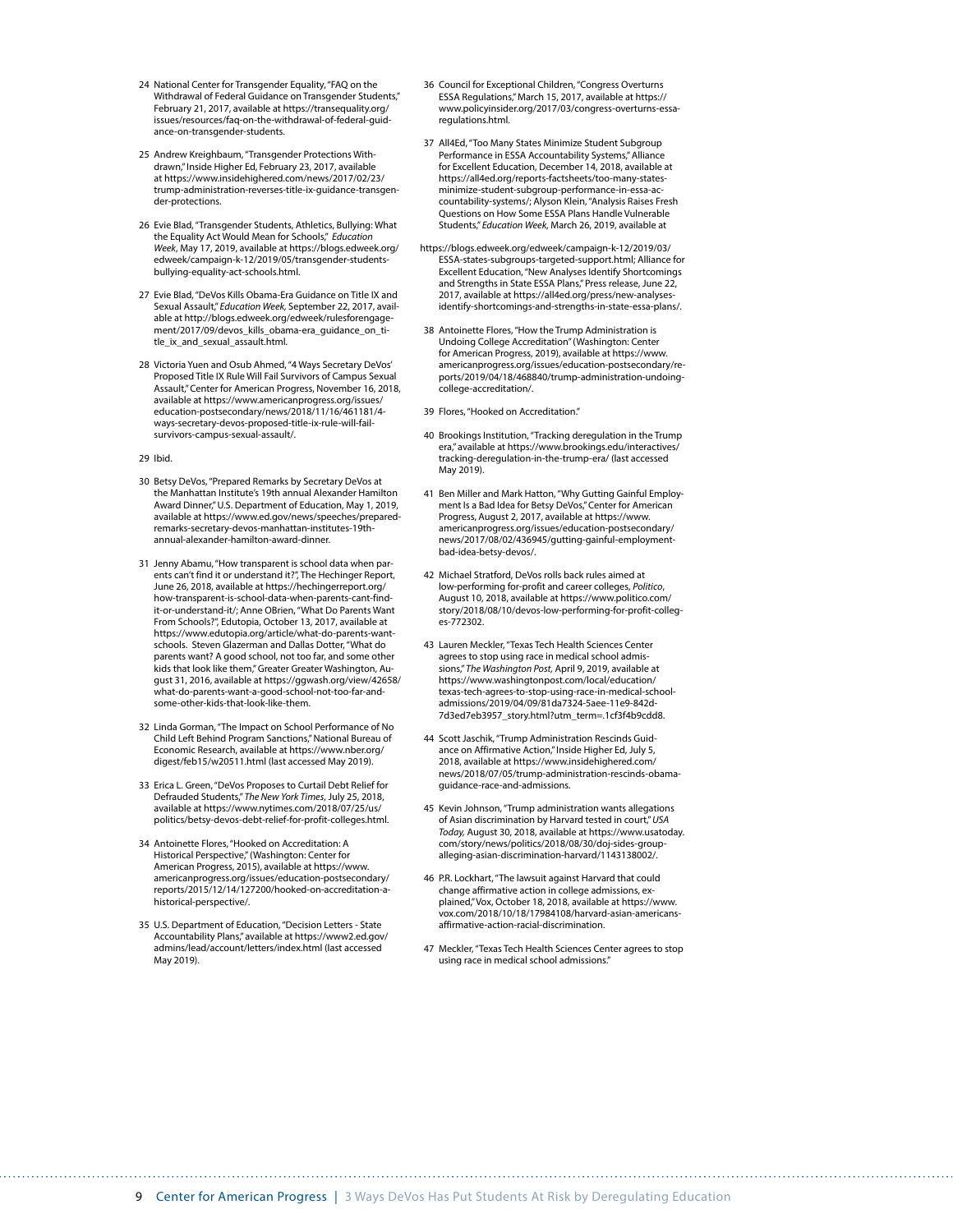24 National Center for Transgender Equality, "FAQ on the Withdrawal of Federal Guidance on Transgender Students," February 21, 2017, available at https://transequality.org/issues/resources/faq-on-the-withdrawal-of-federal-guidance-on-transgender-students.

25 Andrew Kreighbaum, "Transgender Protections Withdrawn," Inside Higher Ed, February 23, 2017, available at https://www.insidehighered.com/news/2017/02/23/trump-administration-reverses-title-ix-guidance-transgender-protections.

26 Evie Blad, "Transgender Students, Athletics, Bullying: What the Equality Act Would Mean for Schools," *Education Week*, May 17, 2019, available at https://blogs.edweek.org/edweek/campaign-k-12/2019/05/transgender-students-bullying-equality-act-schools.html.

27 Evie Blad, "DeVos Kills Obama-Era Guidance on Title IX and Sexual Assault," *Education Week*, September 22, 2017, available at http://blogs.edweek.org/edweek/rulesforengagement/2017/09/devos_kills_obama-era_guidance_on_title_ix_and_sexual_assault.html.

28 Victoria Yuen and Osub Ahmed, "4 Ways Secretary DeVos' Proposed Title IX Rule Will Fail Survivors of Campus Sexual Assault," Center for American Progress, November 16, 2018, available at https://www.americanprogress.org/issues/education-postsecondary/news/2018/11/16/461181/4-ways-secretary-devos-proposed-title-ix-rule-will-fail-survivors-campus-sexual-assault/.

29 Ibid.

30 Betsy DeVos, "Prepared Remarks by Secretary DeVos at the Manhattan Institute's 19th annual Alexander Hamilton Award Dinner," U.S. Department of Education, May 1, 2019, available at https://www.ed.gov/news/speeches/prepared-remarks-secretary-devos-manhattan-institutes-19th-annual-alexander-hamilton-award-dinner.

31 Jenny Abamu, "How transparent is school data when parents can't find it or understand it?", The Hechinger Report, June 26, 2018, available at https://hechingerreport.org/how-transparent-is-school-data-when-parents-cant-find-it-or-understand-it/; Anne OBrien, "What Do Parents Want From Schools?", Edutopia, October 13, 2017, available at https://www.edutopia.org/article/what-do-parents-want-schools. Steven Glazerman and Dallas Dotter, "What do parents want? A good school, not too far, and some other kids that look like them," Greater Greater Washington, August 31, 2016, available at https://ggwash.org/view/42658/what-do-parents-want-a-good-school-not-too-far-and-some-other-kids-that-look-like-them.

32 Linda Gorman, "The Impact on School Performance of No Child Left Behind Program Sanctions," National Bureau of Economic Research, available at https://www.nber.org/digest/feb15/w20511.html (last accessed May 2019).

33 Erica L. Green, "DeVos Proposes to Curtail Debt Relief for Defrauded Students," *The New York Times*, July 25, 2018, available at https://www.nytimes.com/2018/07/25/us/politics/betsy-devos-debt-relief-for-profit-colleges.html.

34 Antoinette Flores, "Hooked on Accreditation: A Historical Perspective," (Washington: Center for American Progress, 2015), available at https://www.americanprogress.org/issues/education-postsecondary/reports/2015/12/14/127200/hooked-on-accreditation-a-historical-perspective/.

35 U.S. Department of Education, "Decision Letters - State Accountability Plans," available at https://www2.ed.gov/admins/lead/account/letters/index.html (last accessed May 2019).

36 Council for Exceptional Children, "Congress Overturns ESSA Regulations," March 15, 2017, available at https://www.policyinsider.org/2017/03/congress-overturns-essa-regulations.html.

37 All4Ed, "Too Many States Minimize Student Subgroup Performance in ESSA Accountability Systems," Alliance for Excellent Education, December 14, 2018, available at https://all4ed.org/reports-factsheets/too-many-states-minimize-student-subgroup-performance-in-essa-accountability-systems/; Alyson Klein, "Analysis Raises Fresh Questions on How Some ESSA Plans Handle Vulnerable Students," *Education Week*, March 26, 2019, available at https://blogs.edweek.org/edweek/campaign-k-12/2019/03/ESSA-states-subgroups-targeted-support.html; Alliance for Excellent Education, "New Analyses Identify Shortcomings and Strengths in State ESSA Plans," Press release, June 22, 2017, available at https://all4ed.org/press/new-analyses-identify-shortcomings-and-strengths-in-state-essa-plans/.

38 Antoinette Flores, "How the Trump Administration is Undoing College Accreditation" (Washington: Center for American Progress, 2019), available at https://www.americanprogress.org/issues/education-postsecondary/reports/2019/04/18/468840/trump-administration-undoing-college-accreditation/.

39 Flores, "Hooked on Accreditation."

40 Brookings Institution, "Tracking deregulation in the Trump era," available at https://www.brookings.edu/interactives/tracking-deregulation-in-the-trump-era/ (last accessed May 2019).

41 Ben Miller and Mark Hatton, "Why Gutting Gainful Employment Is a Bad Idea for Betsy DeVos," Center for American Progress, August 2, 2017, available at https://www.americanprogress.org/issues/education-postsecondary/news/2017/08/02/436945/gutting-gainful-employment-bad-idea-betsy-devos/.

42 Michael Stratford, DeVos rolls back rules aimed at low-performing for-profit and career colleges, *Politico*, August 10, 2018, available at https://www.politico.com/story/2018/08/10/devos-low-performing-for-profit-colleges-772302.

43 Lauren Meckler, "Texas Tech Health Sciences Center agrees to stop using race in medical school admissions," *The Washington Post,* April 9, 2019, available at https://www.washingtonpost.com/local/education/texas-tech-agrees-to-stop-using-race-in-medical-school-admissions/2019/04/09/81da7324-5aee-11e9-842d-7d3ed7eb3957_story.html?utm_term=.1cf3f4b9cdd8.

44 Scott Jaschik, "Trump Administration Rescinds Guidance on Affirmative Action," Inside Higher Ed, July 5, 2018, available at https://www.insidehighered.com/news/2018/07/05/trump-administration-rescinds-obama-guidance-race-and-admissions.

45 Kevin Johnson, "Trump administration wants allegations of Asian discrimination by Harvard tested in court," *USA Today,* August 30, 2018, available at https://www.usatoday.com/story/news/politics/2018/08/30/doj-sides-group-alleging-asian-discrimination-harvard/1143138002/.

46 P.R. Lockhart, "The lawsuit against Harvard that could change affirmative action in college admissions, explained," Vox, October 18, 2018, available at https://www.vox.com/2018/10/18/17984108/harvard-asian-americans-affirmative-action-racial-discrimination.

47 Meckler, "Texas Tech Health Sciences Center agrees to stop using race in medical school admissions."